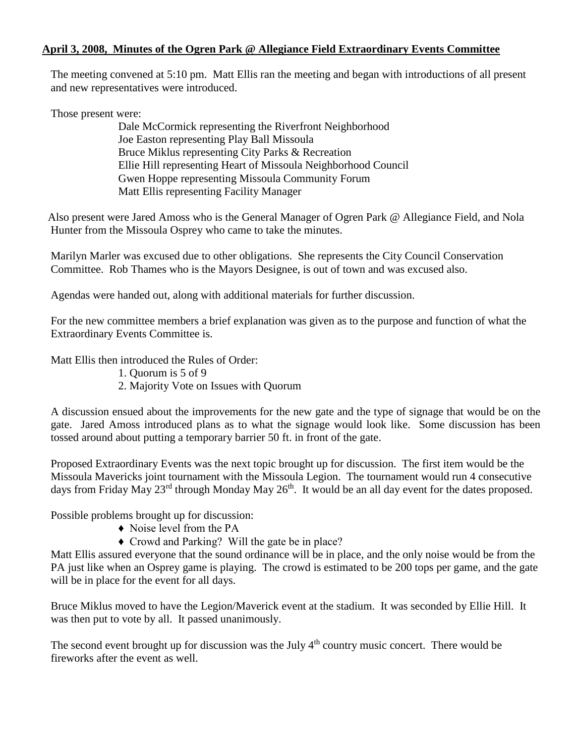**April 3, 2008, Minutes of the Ogren Park @ Allegiance Field Extraordinary Events Committee**

The meeting convened at 5:10 pm. Matt Ellis ran the meeting and began with introductions of all present and new representatives were introduced.

Those present were:

Dale McCormick representing the Riverfront Neighborhood
Joe Easton representing Play Ball Missoula
Bruce Miklus representing City Parks & Recreation
Ellie Hill representing Heart of Missoula Neighborhood Council
Gwen Hoppe representing Missoula Community Forum
Matt Ellis representing Facility Manager

Also present were Jared Amoss who is the General Manager of Ogren Park @ Allegiance Field, and Nola Hunter from the Missoula Osprey who came to take the minutes.

Marilyn Marler was excused due to other obligations. She represents the City Council Conservation Committee. Rob Thames who is the Mayors Designee, is out of town and was excused also.

Agendas were handed out, along with additional materials for further discussion.

For the new committee members a brief explanation was given as to the purpose and function of what the Extraordinary Events Committee is.

Matt Ellis then introduced the Rules of Order:

1. Quorum is 5 of 9
2. Majority Vote on Issues with Quorum

A discussion ensued about the improvements for the new gate and the type of signage that would be on the gate. Jared Amoss introduced plans as to what the signage would look like. Some discussion has been tossed around about putting a temporary barrier 50 ft. in front of the gate.

Proposed Extraordinary Events was the next topic brought up for discussion. The first item would be the Missoula Mavericks joint tournament with the Missoula Legion. The tournament would run 4 consecutive days from Friday May 23rd through Monday May 26th. It would be an all day event for the dates proposed.

Possible problems brought up for discussion:

- Noise level from the PA
- Crowd and Parking? Will the gate be in place?

Matt Ellis assured everyone that the sound ordinance will be in place, and the only noise would be from the PA just like when an Osprey game is playing. The crowd is estimated to be 200 tops per game, and the gate will be in place for the event for all days.

Bruce Miklus moved to have the Legion/Maverick event at the stadium. It was seconded by Ellie Hill. It was then put to vote by all. It passed unanimously.

The second event brought up for discussion was the July 4th country music concert. There would be fireworks after the event as well.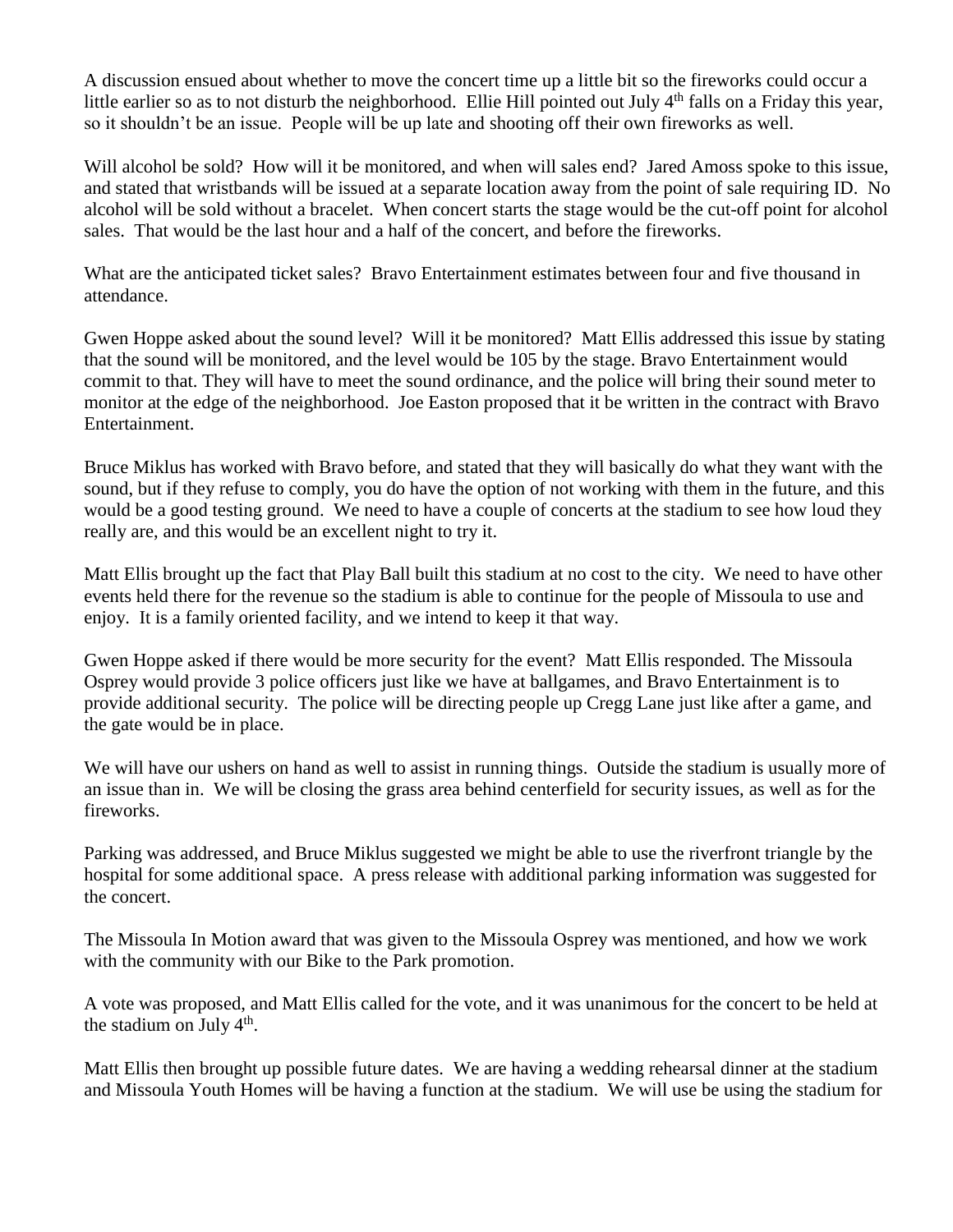A discussion ensued about whether to move the concert time up a little bit so the fireworks could occur a little earlier so as to not disturb the neighborhood. Ellie Hill pointed out July 4th falls on a Friday this year, so it shouldn't be an issue. People will be up late and shooting off their own fireworks as well.

Will alcohol be sold? How will it be monitored, and when will sales end? Jared Amoss spoke to this issue, and stated that wristbands will be issued at a separate location away from the point of sale requiring ID. No alcohol will be sold without a bracelet. When concert starts the stage would be the cut-off point for alcohol sales. That would be the last hour and a half of the concert, and before the fireworks.

What are the anticipated ticket sales? Bravo Entertainment estimates between four and five thousand in attendance.

Gwen Hoppe asked about the sound level? Will it be monitored? Matt Ellis addressed this issue by stating that the sound will be monitored, and the level would be 105 by the stage. Bravo Entertainment would commit to that. They will have to meet the sound ordinance, and the police will bring their sound meter to monitor at the edge of the neighborhood. Joe Easton proposed that it be written in the contract with Bravo Entertainment.

Bruce Miklus has worked with Bravo before, and stated that they will basically do what they want with the sound, but if they refuse to comply, you do have the option of not working with them in the future, and this would be a good testing ground. We need to have a couple of concerts at the stadium to see how loud they really are, and this would be an excellent night to try it.

Matt Ellis brought up the fact that Play Ball built this stadium at no cost to the city. We need to have other events held there for the revenue so the stadium is able to continue for the people of Missoula to use and enjoy. It is a family oriented facility, and we intend to keep it that way.

Gwen Hoppe asked if there would be more security for the event? Matt Ellis responded. The Missoula Osprey would provide 3 police officers just like we have at ballgames, and Bravo Entertainment is to provide additional security. The police will be directing people up Cregg Lane just like after a game, and the gate would be in place.

We will have our ushers on hand as well to assist in running things. Outside the stadium is usually more of an issue than in. We will be closing the grass area behind centerfield for security issues, as well as for the fireworks.

Parking was addressed, and Bruce Miklus suggested we might be able to use the riverfront triangle by the hospital for some additional space. A press release with additional parking information was suggested for the concert.

The Missoula In Motion award that was given to the Missoula Osprey was mentioned, and how we work with the community with our Bike to the Park promotion.

A vote was proposed, and Matt Ellis called for the vote, and it was unanimous for the concert to be held at the stadium on July 4th.

Matt Ellis then brought up possible future dates. We are having a wedding rehearsal dinner at the stadium and Missoula Youth Homes will be having a function at the stadium. We will use be using the stadium for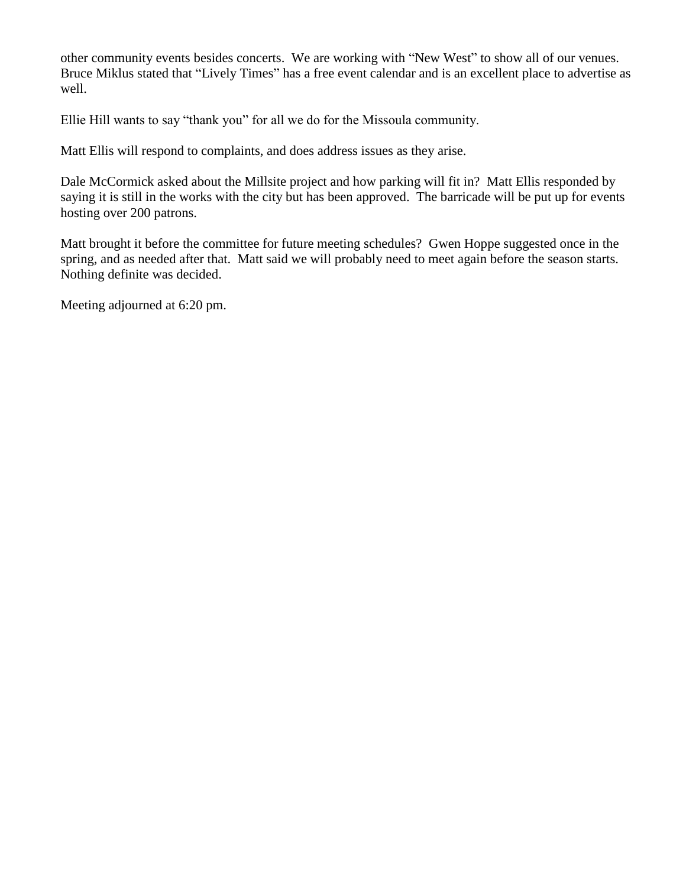other community events besides concerts. We are working with "New West" to show all of our venues. Bruce Miklus stated that "Lively Times" has a free event calendar and is an excellent place to advertise as well.

Ellie Hill wants to say "thank you" for all we do for the Missoula community.

Matt Ellis will respond to complaints, and does address issues as they arise.

Dale McCormick asked about the Millsite project and how parking will fit in? Matt Ellis responded by saying it is still in the works with the city but has been approved. The barricade will be put up for events hosting over 200 patrons.

Matt brought it before the committee for future meeting schedules? Gwen Hoppe suggested once in the spring, and as needed after that. Matt said we will probably need to meet again before the season starts. Nothing definite was decided.

Meeting adjourned at 6:20 pm.